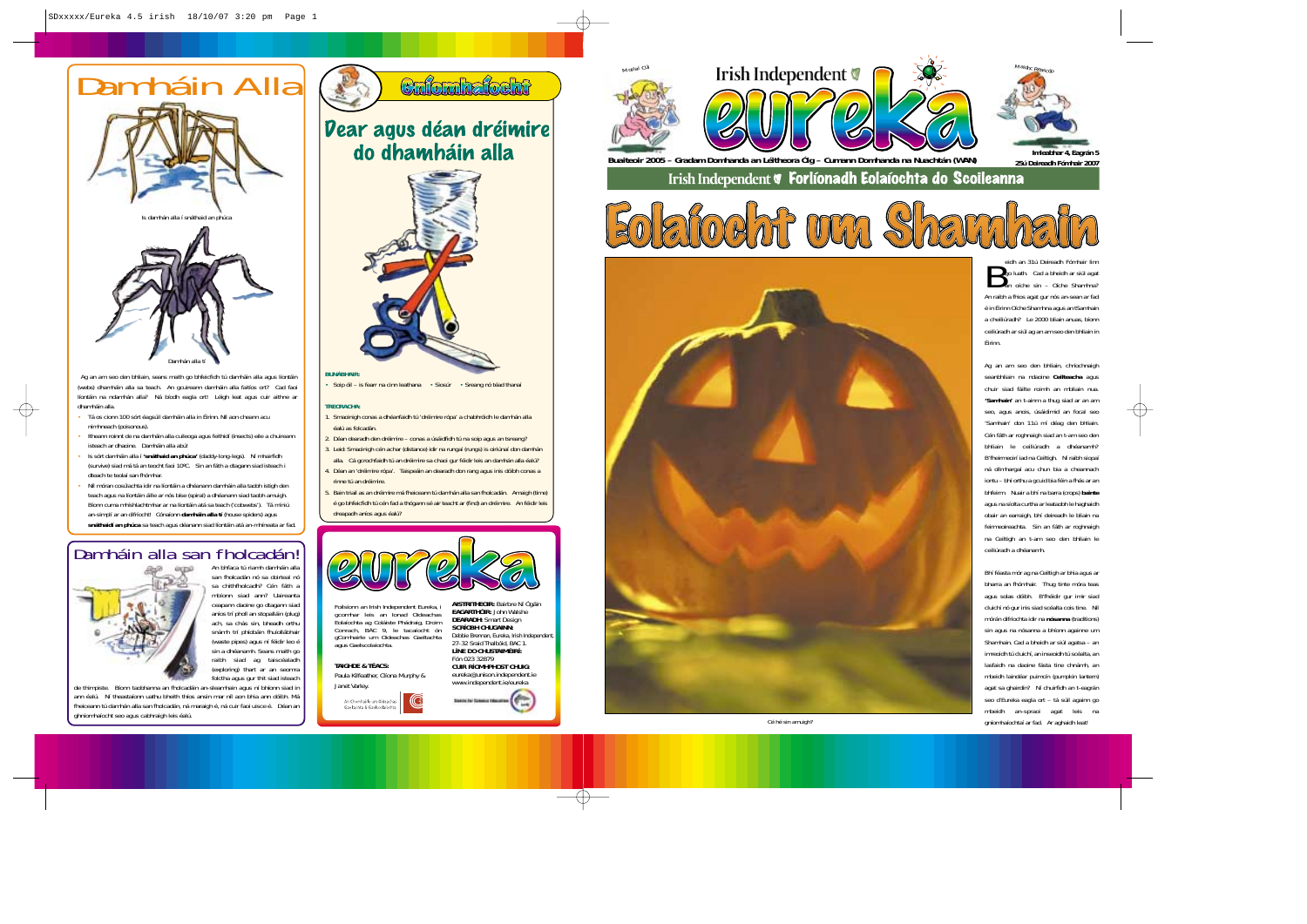# Damháin Alla

Is damhán alla í snáthaid an phúca

Damhán alla tí

Ag an am seo den bhliain, seans maith go bhfeicfidh tú damháin alla agus líontáin (webs) dhamháin alla sa teach. An gcuireann damháin alla faitíos ort? Cad faoi líontáin na ndamhán alla? Ná bíodh eagla ort! Léigh leat agus cuir aithne ar dhamháin alla.

- Tá os cionn 100 sórt éagsúil damhán alla in Éirinn. Níl aon cheann acu nimhneach (poisonous).
- Itheann roinnt de na damháin alla cuileoga agus feithidí (insects) eile a chuireann isteach ar dhaoine. Damháin alla abú!
- Is sórt damháin alla í '**snáthaid an phúca**' (daddy-long-legs). Ní mhairfidh (survive) siad má tá an teocht faoi 10ºC. Sin an fáth a dtagann siad isteach i dteach te teolaí san fhómhar.
- Níl mórán cosúlachta idir na líontáin a dhéanann damháin alla taobh istigh den teach agus na líontáin álle ar nós bíse (spiral) a dhéanann siad taobh amuigh. Bíonn cuma mhíshlachtmhar ar na líontáin atá sa teach ('cobwebs'). Tá míniú an-simplí ar an difríocht! Cónaíonn **damháin alla tí** (house spiders) agus **snáthaidí an phúca** sa teach agus déanann siad líontáin atá an-mhíneata ar fad.

## Damháin alla san fholcadán!

An bhfaca tú riamh damhán alla san fholcadán nó sa doirteal nó sa chithfholcadh? Cén fáth a mbíonn siad ann? Uaireanta ceapann daoine go dtagann siad aníos trí pholl an stopalláin (plug) ach, sa chás sin, bheadh orthu snámh trí phíobáin fhuíollábhair (waste pipes) agus ní féidir leo é sin a dhéanamh. Seans maith go raibh siad ag taiscéaladh (exploring) thart ar an seomra folctha agus gur thit siad isteach de thimpiste. Bíonn taobhanna an fholcadáin an-sleamhain agus ní bhíonn siad in ann éalú. Ní theastaíonn uathu bheith thíos ansin mar níl aon bhia ann dóibh. Má fheiceann tú damhán alla san fholcadán, ná maraigh é, ná cuir faoi uisce é. Déan an ghníomhaíocht seo agus cabhraigh leis éalú.

# Gníomhaíocht

## Dear agus déan dréimire do dhamháin alla

**BUNÁBHAIR:**

- Scip óil – is fearr na cinn leathana
- Siosúr
- Sreang nó téad thanaí

**TREORACHA:**

1. Smaoinigh conas a dhéanfaidh tú 'dréimire rópa' a chabhróidh le damhán alla éalú as folcadán.
2. Déan dearadh den dréimire – conas a úsáidfidh tú na scip agus an tsreang?
3. Leid: Smaoinigh cén achar (distance) idir na rungaí (rungs) is cirtiúnaí don damhán alla. Cá gcrochfaidh tú an dréimire sa chaoi gur féidir leis an damhán alla éalú?
4. Déan an 'dréimire rópa'. Taispeáin an dearadh don rang agus inis dóibh conas a rinne tú an dréimire.
5. Bain triail as an dréimire má fheiceann tú damhán alla san fholcadán. Amaigh (time) é go bhfeicfidh tú cén fad a thógann sé air teacht ar (find) an dréimire. An féidir leis dreapadh aníos agus éalú?

# eureka

Foilsíonn an Irish Independent Eureka, i gcomhar leis an Ionad Oideachas Eolaíochta ag Coláiste Phádraig, Droim Conrach, BÁC 9, le tacaíocht ón gComhairle um Oideachas Gaeltachta agus Gaelscolaíochta.

**TAIGHDE & TÉACS:**
Paula Kilfeather, Clíona Murphy & Janet Varley.

**AISTRITHEOIR:** Bairbre Ní Ógáin
**EAGARTHÓIR:** John Walshe
**DEARADH:** Smart Design
**SCRÍOBH CHUGAINN:**
Debbie Brennan, Eureka, Irish Independent, 27-32 Sráid Thalbóid, BÁC 1.
**LÍNE DO CHUSTAIMÉIRÍ:**
Fón 023 32879
**CUIR RÍOMHPHOST CHUIG:**
eureka@unison.independent.ie
www.independent.ie/eureka

An Chomhairle um Oideachas Gaeltachta & Gaelscolaíochta

Centre for Science Education

Marlaí Cill

Irish Independent

# eureka

Madra Réascúin

Buaiteoir 2005 – Gradam Domhanda an Léitheora Óig – Cumann Domhanda na Nuachtán (WAN)

Imleabhar 4, Eagrán 5
25ú Deireadh Fómhair 2007

Irish Independent Forlíonadh Eolaíochta do Scoileanna

# Eolaíocht um Shamhain

Cé hé sin amuigh?

Beidh an 31ú Deireadh Fómhair linn go luath. Cad a bheidh ar siúl agat an oíche sin – Oíche Shamhna? An raibh a fhios agat gur nós an-sean ar fad é in Éirinn Oíche Shamhna agus an tSamhain a cheiliúradh? Le 2000 bliain anuas, bíonn ceiliúradh ar siúl ag an am seo den bhliain in Éirinn.

Ag an am seo den bhliain, chríochnaigh seanbhliain na ndaoine **Ceilteacha** agus chuir siad fáilte roimh an mbliain nua. **'Samhain'** an t-ainm a thug siad ar an am seo, agus anois, úsáidimid an focal seo 'Samhain' don 11ú mí déag den bhliain. Cén fáth ar roghnaigh siad an t-am seo den bhliain le ceiliúradh a dhéanamh? B'fheirmeoirí iad na Ceiltigh. Ní raibh siopaí ná ollmhargaí acu chun bia a cheannach iontu – bhí orthu a gcuid bia féin a fhás ar an bhfeirm. Nuair a bhí na barra (crops) **bainte** agus na síolta curtha ar leataobh le haghaidh obair an earraigh, bhí deireadh le bliain na feirmeoireachta. Sin an fáth ar roghnaigh na Ceiltigh an t-am seo den bhliain le ceiliúradh a dhéanamh.

Bhí féasta mór ag na Ceiltigh ar bhia agus ar bharra an fhómhair. Thug tinte móra teas agus solas dóibh. B'fhéidir gur imir siad cluichí nó gur inis siad scéalta cois tine. Níl mórán difríochta idir na **nósanna** (traditions) sin agus na nósanna a bhíonn againne um Shamhain. Cad a bheidh ar siúl agatsa – an imreoidh tú cluichí, an inseoidh tú scéalta, an lasfaidh na daoine fásta tine chnámh, an mbeidh laindéar puimcín (pumpkin lantern) agat sa ghairdín? Ní chuirfidh an t-eagrán seo d'Eureka eagla ort – tá súil againn go mbeidh an-spraoi agat leis na gníomhaíochtaí ar fad. Ar aghaidh leat!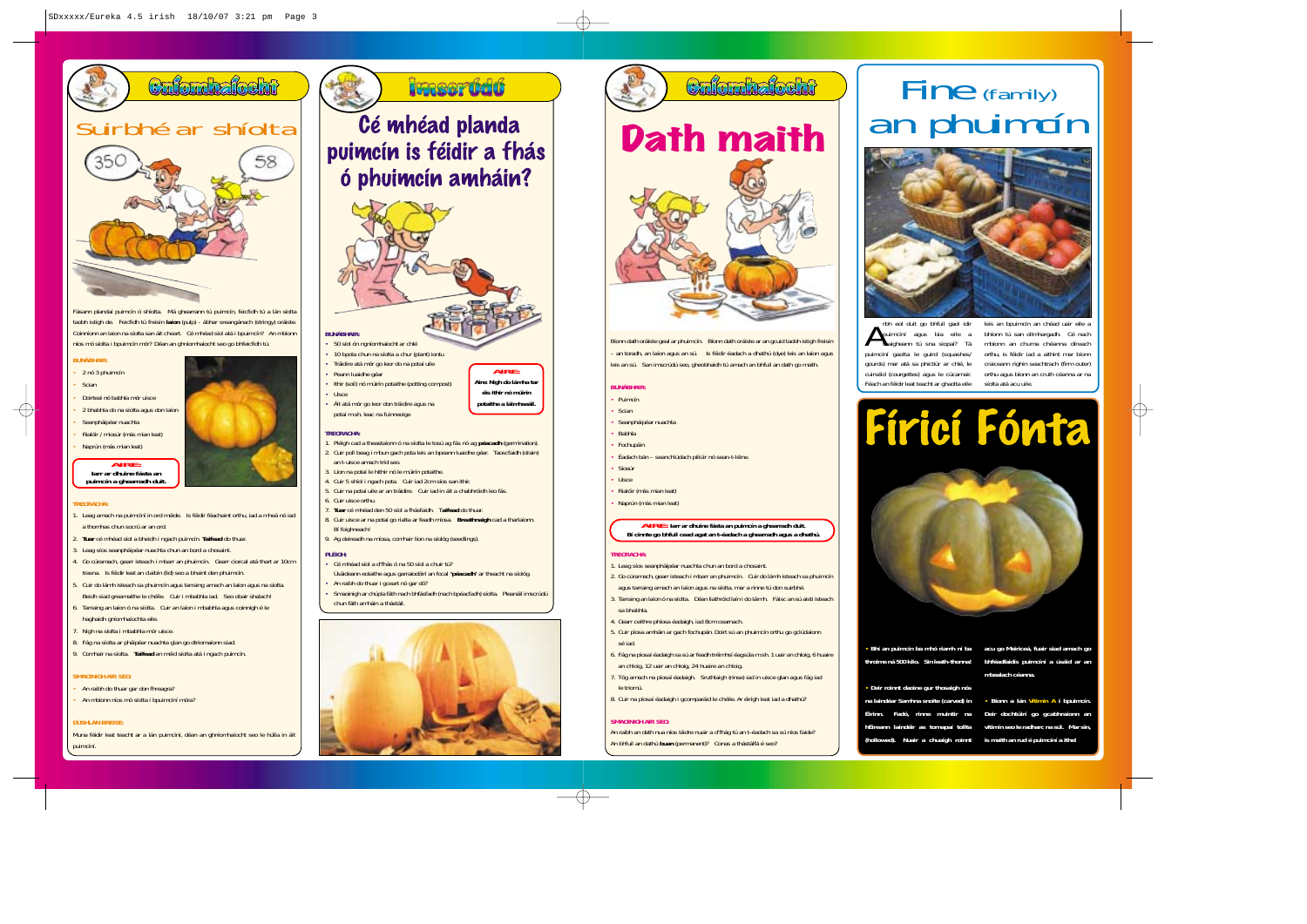# Gníomhaíocht

## Suirbhé ar shíolta

Fásann plandaí puimcín ó shíolta. Má ghearrann tú puimcín, feicfidh tú a lán síolta taobh istigh de. Feicfidh tú freisin **laíon** (pulp) - ábhar sreangánach (stringy) oráiste. Coinníonn an laíon na síolta san áit cheart. Cé mhéad síol atá i bpuimcín? An mbíonn níos mó síolta i bpuimcín mór? Déan an ghníomhaíocht seo go bhfeicfidh tú.

**BUNÁBHAIR:**

- 2 nó 3 phuimcín
- Scian
- Doirteal nó babhla mór uisce
- 2 bhabhla do na síolta agus don laíon
- Seanpháipéar nuachta
- Rialóir / miosúr (más mian leat)
- Naprún (más mian leat)

**AIRE:**
**Iarr ar dhuine fásta an puimcín a ghearradh duit.**

**TREORACHA:**

1. Leag amach na puimcíní in ord méide. Is féidir féachaint orthu, iad a mheá nó iad a thomhas chun socrú ar an ord.
2. **Tuar** cé mhéad síol a bheidh i ngach puimcín. **Taifead** do thuar.
3. Leag síos seanpháipéar nuachta chun an bord a chosaint.
4. Go cúramach, gearr isteach i mbarr an phuimcín. Gearr ciorcal atá thart ar 10cm trasna. Is féidir leat an claibín (lid) seo a bhaint den phuimcín.
5. Cuir do lámh isteach sa phuimcín agus tarraing amach an laíon agus na síolta. Beidh siad greamaithe le chéile. Cuir i mbabhla iad. Seo obair shalach!
6. Tarraing an laíon ó na síolta. Cuir an laíon i mbabhla agus coinnigh é le haghaidh gníomhaíochta eile.
7. Nigh na síolta i mbabhla mór uisce.
8. Fág na síolta ar pháipéar nuachta glan go dtriomaíonn siad.
9. Comhair na síolta. **Taifead** an méid síolta atá i ngach puimcín.

**SMAOINIGH AIR SEO:**

- An raibh do thuar gar don fhreagra?
- An mbíonn níos mó síolta i bpuimcíní móra?

**DÚSHLÁN BREISE:**

Muna féidir leat teacht ar a lán puimcíní, déan an ghníomhaíocht seo le húlla in áit puimcín.

# Imscrúdú

## Cé mhéad planda puimcín is féidir a fhás ó phuimcín amháin?

**BUNÁBHAIR:**

- 50 síol ón ngníomhaíocht ar chlé
- 10 bpota chun na síolta a chur (plant) iontu
- Tráidire atá mór go leor do na potaí uile
- Peann luaidhe géar
- Ithir (soil) nó múirín potaithe (potting compost)
- Uisce
- Áit atá mór go leor don tráidire agus na potaí m.sh. leac na fuinneoige

**AIRE:**
**Aire: Nigh do lámha tar éis ithir nó múirín potaithe a láimhseáil.**

**TREORACHA:**

1. Pléigh cad a theastaíonn ó na síolta le tosú ag fás nó ag **péacadh** (germination).
2. Cuir poll beag i mbun gach pota leis an bpeann luaidhe géar. Taoscfaidh (drain) an t-uisce amach tríd seo.
3. Líon na potaí le hithir nó le múirín potaithe.
4. Cuir 5 shíol i ngach pota. Cuir iad 2cm síos san ithir.
5. Cuir na potaí uile ar an tráidire. Cuir iad in áit a chabhróidh leo fás.
6. Cuir uisce orthu.
7. **Tuar** cé mhéad den 50 síol a fhásfaidh. **Taifead** do thuar.
8. Cuir uisce ar na potaí go rialta ar feadh míosa. **Breathnaigh** cad a tharlaíonn. Bí foighneach!
9. Ag deireadh na míosa, comhair líon na síológ (seedlings).

**PLÉIGH:**

- Cé mhéad síol a d'fhás ó na 50 síol a chuir tú? Úsáideann eolaithe agus garraíodóirí an focal **'péacadh'** ar theacht na síológ.
- An raibh do thuar i gceart nó gar dó?
- Smaoinigh ar chúpla fáth nach bhfásfadh (nach bpéacfadh) síolta. Pleanáil imscrúdú chun fáth amháin a thástáil.

# Gníomhaíocht

## Dath maith

Bíonn dath oráiste geal ar phuimcín. Bíonn dath oráiste ar an gcuid taobh istigh freisin – an toradh, an laíon agus an síol. Is féidir éadach a dhathú (dye) leis an laíon agus leis an síol. San imscrúdú seo, gheobhaidh tú amach an bhfuil an dath go maith.

**BUNÁBHAIR:**

- Puimcín
- Scian
- Seanpháipéar nuachta
- Babhla
- Fochupán
- Éadach bán – seanchlúdach piliúir nó sean-t-léine.
- Siosúr
- Uisce
- Rialóir (más mian leat)
- Naprún (más mian leat)

**AIRE: Iarr ar dhuine fásta an puimcín a ghearradh duit. Bí cinnte go bhfuil cead agat an t-éadach a ghearradh agus a dhathú.**

**TREORACHA:**

1. Leag síos seanpháipéar nuachta chun an bord a chosaint.
2. Go cúramach, gearr isteach i mbarr an phuimcín. Cuir do lámh isteach sa phuimcín agus tarraing amach an laíon agus na síolta, mar a rinne tú don suirbhé.
3. Tarraing an laíon ó na síolta. Déan liathróid laíon i do lámh. Fáisc an sú aiste isteach sa bhabhla.
4. Gearr ceithre phíosa éadaigh, iad 8cm cearnach.
5. Cuir píosa amháin ar gach fochupán. Doirt sú an phuimcín orthu go gclúdaíonn sé iad.
6. Fág na píosaí éadaigh sa sú ar feadh tréimhsí éagsúla m.sh. 1 uair an chloig, 6 huaire an chloig, 12 uair an chloig, 24 huaire an chloig.
7. Tóg amach na píosaí éadaigh. Sruthlaigh (rinse) iad in uisce glan agus fág iad le triomú.
8. Cuir na píosaí éadaigh i gcomparáid le chéile. Ar éirigh leat iad a dhathú?

**SMAOINIGH AIR SEO:**

An raibh an dath níos láidre nuair a d'fhág tú an t-éadach sa sú níos faide? An bhfuil an dathú **buan** (permanent)? Conas a thástálfá é seo?

# Fine (family) an phuimcín

Arbh eol duit go bhfuil gaol idir puimcíní agus bia eile a cheannaíonn tú sna siopaí? Tá puimcíní gaolta le guird (squashes/ gourds) mar atá sa phictiúr ar chlé, le cuirséid (courgettes) agus le cúcamair. Féach an féidir leat teacht ar ghaolta eile leis an bpuimcín an chéad uair eile a bhíonn tú san ollmhargadh. Cé nach mbíonn an chuma chéanna díreach orthu, is féidir iad a aithint mar bíonn craiceann righin seachtrach (firm outer) orthu agus bíonn an cruth céanna ar na síolta atá acu uile.

# Fíricí Fónta

- **Bhí an puimcín ba mhó riamh ní ba throime ná 500 kilo. Sin leath-thonna!**
- **Deir roinnt daoine gur thosaigh nós na laindéar Samhna snoite (carved) in Éirinn. Fadó, rinne muintir na hÉireann laindéir as tornapaí tollta (hollowed). Nuair a chuaigh roinnt acu go Meiriceá, fuair siad amach go bhféadfaidís puimcíní a úsáid ar an mbealach céanna.**
- **Bíonn a lán Vitimín A i bpuimcín. Deir dochtúirí go gcabhraíonn an vitimín seo le radharc na súl. Mar sin, is maith an rud é puimcíní a ithe!**